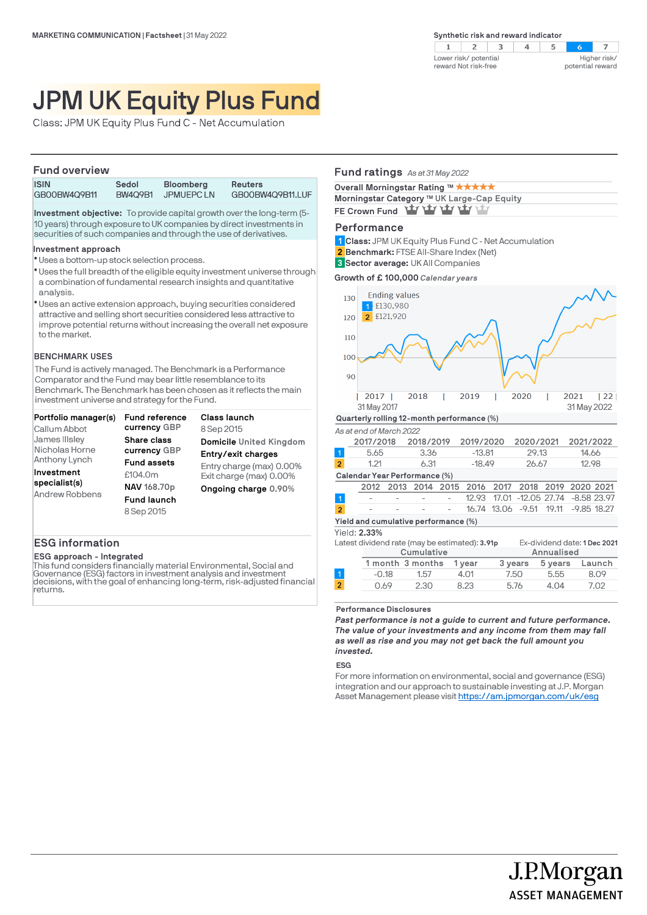MARKETING COMMUNICATION | Factsheet | 31 May 2022

Synthetic risk and reward indicator

| 1 | 2 | 3 | 4 | 5 | 6 | 7 |
|---|---|---|---|---|---|---|

Lower risk/ potential reward Not risk-free — Higher risk/ potential reward

# JPM UK Equity Plus Fund

Class: JPM UK Equity Plus Fund C - Net Accumulation

## Fund overview

| ISIN | Sedol | Bloomberg | Reuters |
|---|---|---|---|
| GB00BW4Q9B11 | BW4Q9B1 | JPMUEPC LN | GB00BW4Q9B11.LUF |

**Investment objective:** To provide capital growth over the long-term (5-10 years) through exposure to UK companies by direct investments in securities of such companies and through the use of derivatives.

**Investment approach**

- Uses a bottom-up stock selection process.
- Uses the full breadth of the eligible equity investment universe through a combination of fundamental research insights and quantitative analysis.
- Uses an active extension approach, buying securities considered attractive and selling short securities considered less attractive to improve potential returns without increasing the overall net exposure to the market.

**BENCHMARK USES**

The Fund is actively managed. The Benchmark is a Performance Comparator and the Fund may bear little resemblance to its Benchmark. The Benchmark has been chosen as it reflects the main investment universe and strategy for the Fund.

**Portfolio manager(s)**
Callum Abbot
James Illsley
Nicholas Horne
Anthony Lynch

**Investment specialist(s)**
Andrew Robbens

**Fund reference currency** GBP

**Share class currency** GBP

**Fund assets**
£104.0m

**NAV** 168.70p

**Fund launch**
8 Sep 2015

**Class launch**
8 Sep 2015

**Domicile** United Kingdom

**Entry/exit charges**
Entry charge (max) 0.00%
Exit charge (max) 0.00%

**Ongoing charge** 0.90%

## ESG information

**ESG approach - Integrated**

This fund considers financially material Environmental, Social and Governance (ESG) factors in investment analysis and investment decisions, with the goal of enhancing long-term, risk-adjusted financial returns.

## Fund ratings *As at 31 May 2022*

**Overall Morningstar Rating ™** ★★★★★

**Morningstar Category ™** UK Large-Cap Equity

**FE Crown Fund** (4 of 5 crowns)

## Performance

1 **Class:** JPM UK Equity Plus Fund C - Net Accumulation
2 **Benchmark:** FTSE All-Share Index (Net)
3 **Sector average:** UK All Companies

**Growth of £ 100,000** *Calendar years*

Ending values
1 £130,980
2 £121,920

31 May 2017 – 31 May 2022

**Quarterly rolling 12-month performance (%)**

*As at end of March 2022*

| | 2017/2018 | 2018/2019 | 2019/2020 | 2020/2021 | 2021/2022 |
|---|---|---|---|---|---|
| 1 | 5.65 | 3.36 | -13.81 | 29.13 | 14.66 |
| 2 | 1.21 | 6.31 | -18.49 | 26.67 | 12.98 |

**Calendar Year Performance (%)**

| | 2012 | 2013 | 2014 | 2015 | 2016 | 2017 | 2018 | 2019 | 2020 | 2021 |
|---|---|---|---|---|---|---|---|---|---|---|
| 1 | - | - | - | - | 12.93 | 17.01 | -12.05 | 27.74 | -8.58 | 23.97 |
| 2 | - | - | - | - | 16.74 | 13.06 | -9.51 | 19.11 | -9.85 | 18.27 |

**Yield and cumulative performance (%)**

Yield: **2.33%**

Latest dividend rate (may be estimated): **3.91p** Ex-dividend date: **1 Dec 2021**

| | Cumulative | | | Annualised | | |
|---|---|---|---|---|---|---|
| | 1 month | 3 months | 1 year | 3 years | 5 years | Launch |
| 1 | -0.18 | 1.57 | 4.01 | 7.50 | 5.55 | 8.09 |
| 2 | 0.69 | 2.30 | 8.23 | 5.76 | 4.04 | 7.02 |

**Performance Disclosures**

***Past performance is not a guide to current and future performance. The value of your investments and any income from them may fall as well as rise and you may not get back the full amount you invested.***

**ESG**

For more information on environmental, social and governance (ESG) integration and our approach to sustainable investing at J.P. Morgan Asset Management please visit https://am.jpmorgan.com/uk/esg

J.P.Morgan ASSET MANAGEMENT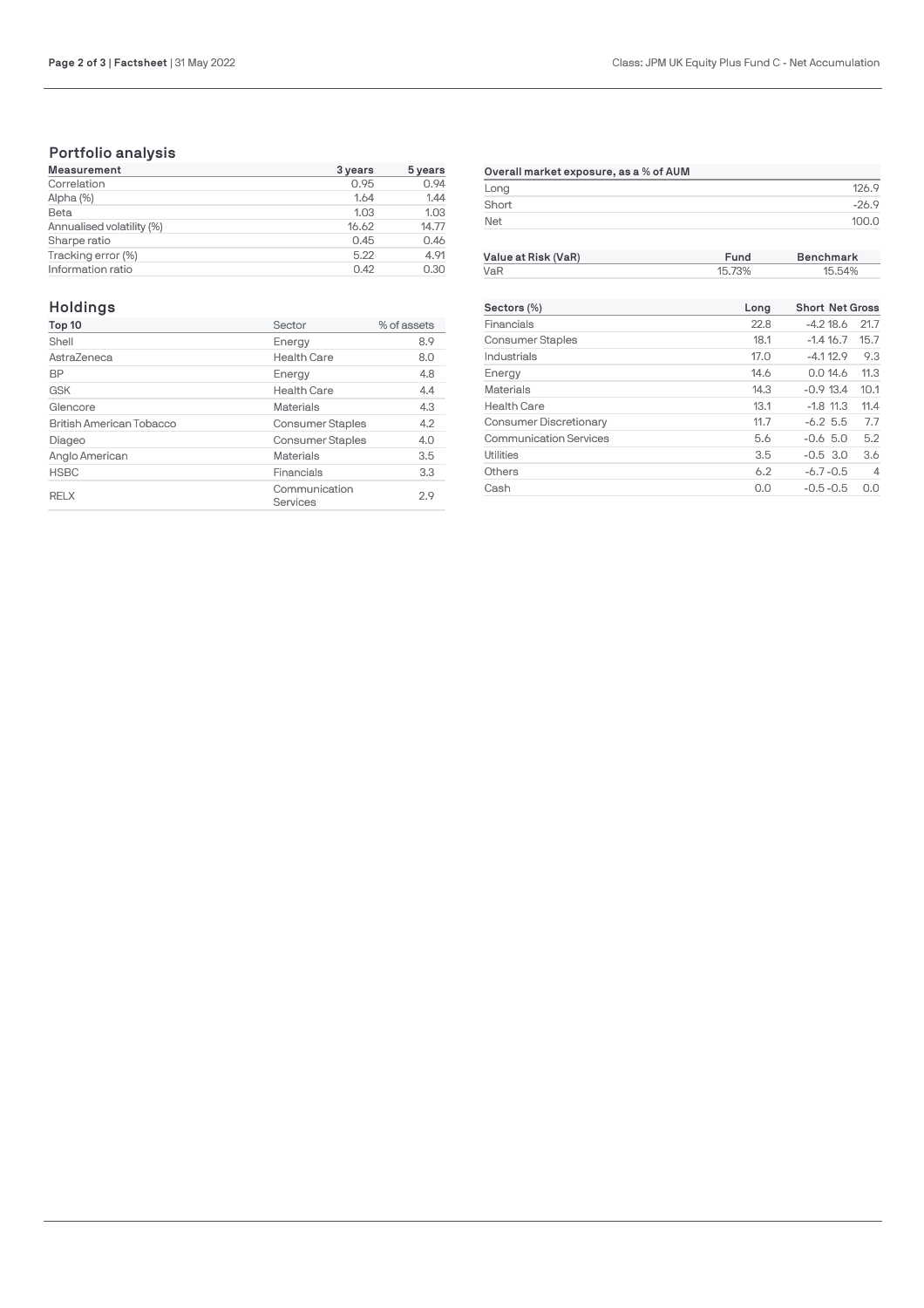## Portfolio analysis

| Measurement | 3 years | 5 years |
|---|---|---|
| Correlation | 0.95 | 0.94 |
| Alpha (%) | 1.64 | 1.44 |
| Beta | 1.03 | 1.03 |
| Annualised volatility (%) | 16.62 | 14.77 |
| Sharpe ratio | 0.45 | 0.46 |
| Tracking error (%) | 5.22 | 4.91 |
| Information ratio | 0.42 | 0.30 |

| Overall market exposure, as a % of AUM | |
|---|---|
| Long | 126.9 |
| Short | -26.9 |
| Net | 100.0 |

| Value at Risk (VaR) | Fund | Benchmark |
|---|---|---|
| VaR | 15.73% | 15.54% |

## Holdings

| Top 10 | Sector | % of assets |
|---|---|---|
| Shell | Energy | 8.9 |
| AstraZeneca | Health Care | 8.0 |
| BP | Energy | 4.8 |
| GSK | Health Care | 4.4 |
| Glencore | Materials | 4.3 |
| British American Tobacco | Consumer Staples | 4.2 |
| Diageo | Consumer Staples | 4.0 |
| Anglo American | Materials | 3.5 |
| HSBC | Financials | 3.3 |
| RELX | Communication Services | 2.9 |

| Sectors (%) | Long | Short | Net | Gross |
|---|---|---|---|---|
| Financials | 22.8 | -4.2 | 18.6 | 21.7 |
| Consumer Staples | 18.1 | -1.4 | 16.7 | 15.7 |
| Industrials | 17.0 | -4.1 | 12.9 | 9.3 |
| Energy | 14.6 | 0.0 | 14.6 | 11.3 |
| Materials | 14.3 | -0.9 | 13.4 | 10.1 |
| Health Care | 13.1 | -1.8 | 11.3 | 11.4 |
| Consumer Discretionary | 11.7 | -6.2 | 5.5 | 7.7 |
| Communication Services | 5.6 | -0.6 | 5.0 | 5.2 |
| Utilities | 3.5 | -0.5 | 3.0 | 3.6 |
| Others | 6.2 | -6.7 | -0.5 | 4 |
| Cash | 0.0 | -0.5 | -0.5 | 0.0 |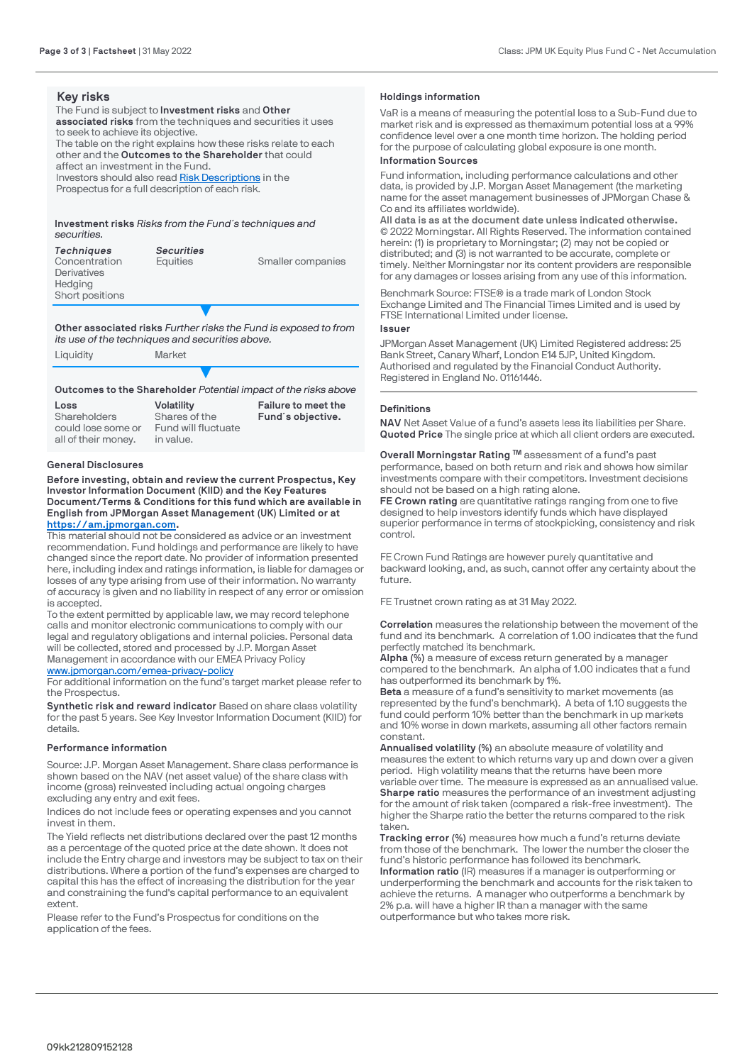## Key risks

The Fund is subject to **Investment risks** and **Other associated risks** from the techniques and securities it uses to seek to achieve its objective.
The table on the right explains how these risks relate to each other and the **Outcomes to the Shareholder** that could affect an investment in the Fund.
Investors should also read Risk Descriptions in the Prospectus for a full description of each risk.

**Investment risks** *Risks from the Fund´s techniques and securities.*

| *Techniques* | *Securities* | |
|---|---|---|
| Concentration | Equities | Smaller companies |
| Derivatives | | |
| Hedging | | |
| Short positions | | |

**Other associated risks** *Further risks the Fund is exposed to from its use of the techniques and securities above.*

| | |
|---|---|
| Liquidity | Market |

**Outcomes to the Shareholder** *Potential impact of the risks above*

| **Loss** | **Volatility** | **Failure to meet the Fund´s objective.** |
|---|---|---|
| Shareholders could lose some or all of their money. | Shares of the Fund will fluctuate in value. | |

### General Disclosures

**Before investing, obtain and review the current Prospectus, Key Investor Information Document (KIID) and the Key Features Document/Terms & Conditions for this fund which are available in English from JPMorgan Asset Management (UK) Limited or at https://am.jpmorgan.com.**
This material should not be considered as advice or an investment recommendation. Fund holdings and performance are likely to have changed since the report date. No provider of information presented here, including index and ratings information, is liable for damages or losses of any type arising from use of their information. No warranty of accuracy is given and no liability in respect of any error or omission is accepted.
To the extent permitted by applicable law, we may record telephone calls and monitor electronic communications to comply with our legal and regulatory obligations and internal policies. Personal data will be collected, stored and processed by J.P. Morgan Asset Management in accordance with our EMEA Privacy Policy www.jpmorgan.com/emea-privacy-policy
For additional information on the fund's target market please refer to the Prospectus.
**Synthetic risk and reward indicator** Based on share class volatility for the past 5 years. See Key Investor Information Document (KIID) for details.

### Performance information

Source: J.P. Morgan Asset Management. Share class performance is shown based on the NAV (net asset value) of the share class with income (gross) reinvested including actual ongoing charges excluding any entry and exit fees.

Indices do not include fees or operating expenses and you cannot invest in them.

The Yield reflects net distributions declared over the past 12 months as a percentage of the quoted price at the date shown. It does not include the Entry charge and investors may be subject to tax on their distributions. Where a portion of the fund's expenses are charged to capital this has the effect of increasing the distribution for the year and constraining the fund's capital performance to an equivalent extent.

Please refer to the Fund's Prospectus for conditions on the application of the fees.

### Holdings information

VaR is a means of measuring the potential loss to a Sub-Fund due to market risk and is expressed as themaximum potential loss at a 99% confidence level over a one month time horizon. The holding period for the purpose of calculating global exposure is one month.

### Information Sources

Fund information, including performance calculations and other data, is provided by J.P. Morgan Asset Management (the marketing name for the asset management businesses of JPMorgan Chase & Co and its affiliates worldwide).
**All data is as at the document date unless indicated otherwise.**
© 2022 Morningstar. All Rights Reserved. The information contained herein: (1) is proprietary to Morningstar; (2) may not be copied or distributed; and (3) is not warranted to be accurate, complete or timely. Neither Morningstar nor its content providers are responsible for any damages or losses arising from any use of this information.

Benchmark Source: FTSE® is a trade mark of London Stock Exchange Limited and The Financial Times Limited and is used by FTSE International Limited under license.

### Issuer

JPMorgan Asset Management (UK) Limited Registered address: 25 Bank Street, Canary Wharf, London E14 5JP, United Kingdom. Authorised and regulated by the Financial Conduct Authority. Registered in England No. 01161446.

### Definitions

**NAV** Net Asset Value of a fund's assets less its liabilities per Share.
**Quoted Price** The single price at which all client orders are executed.

**Overall Morningstar Rating ™** assessment of a fund's past performance, based on both return and risk and shows how similar investments compare with their competitors. Investment decisions should not be based on a high rating alone.
**FE Crown rating** are quantitative ratings ranging from one to five designed to help investors identify funds which have displayed superior performance in terms of stockpicking, consistency and risk control.

FE Crown Fund Ratings are however purely quantitative and backward looking, and, as such, cannot offer any certainty about the future.

FE Trustnet crown rating as at 31 May 2022.

**Correlation** measures the relationship between the movement of the fund and its benchmark. A correlation of 1.00 indicates that the fund perfectly matched its benchmark.
**Alpha (%)** a measure of excess return generated by a manager compared to the benchmark. An alpha of 1.00 indicates that a fund has outperformed its benchmark by 1%.
**Beta** a measure of a fund's sensitivity to market movements (as represented by the fund's benchmark). A beta of 1.10 suggests the fund could perform 10% better than the benchmark in up markets and 10% worse in down markets, assuming all other factors remain constant.
**Annualised volatility (%)** an absolute measure of volatility and measures the extent to which returns vary up and down over a given period. High volatility means that the returns have been more variable over time. The measure is expressed as an annualised value.
**Sharpe ratio** measures the performance of an investment adjusting for the amount of risk taken (compared a risk-free investment). The higher the Sharpe ratio the better the returns compared to the risk taken.
**Tracking error (%)** measures how much a fund's returns deviate from those of the benchmark. The lower the number the closer the fund's historic performance has followed its benchmark.
**Information ratio** (IR) measures if a manager is outperforming or underperforming the benchmark and accounts for the risk taken to achieve the returns. A manager who outperforms a benchmark by 2% p.a. will have a higher IR than a manager with the same outperformance but who takes more risk.

09kk212809152128